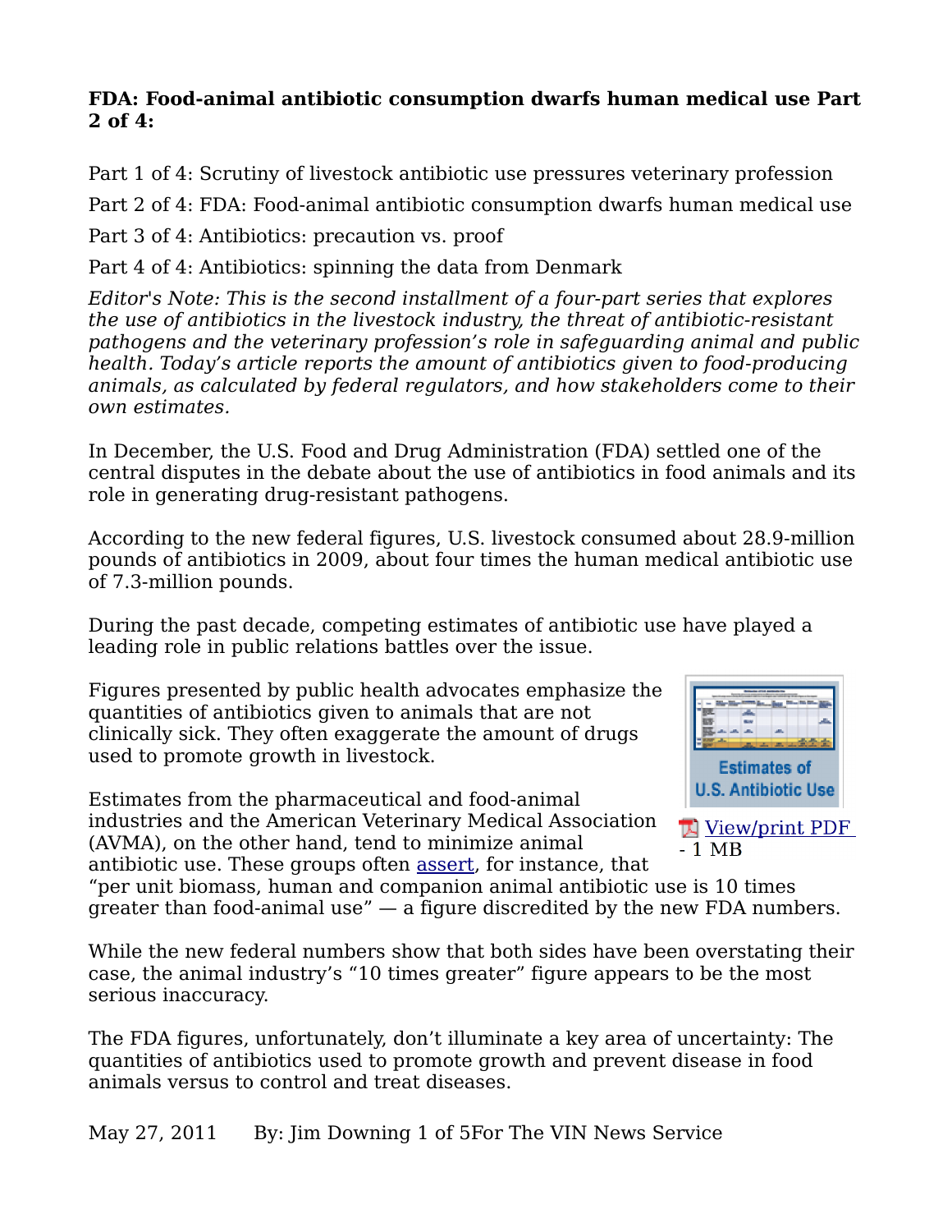**FDA: Food-animal antibiotic consumption dwarfs human medical use Part 2 of 4:**

Part 1 of 4: Scrutiny of livestock antibiotic use pressures veterinary profession

Part 2 of 4: FDA: Food-animal antibiotic consumption dwarfs human medical use

Part 3 of 4: Antibiotics: precaution vs. proof

Part 4 of 4: Antibiotics: spinning the data from Denmark

*Editor's Note: This is the second installment of a four-part series that explores the use of antibiotics in the livestock industry, the threat of antibiotic-resistant pathogens and the veterinary profession's role in safeguarding animal and public health. Today's article reports the amount of antibiotics given to food-producing animals, as calculated by federal regulators, and how stakeholders come to their own estimates.*

In December, the U.S. Food and Drug Administration (FDA) settled one of the central disputes in the debate about the use of antibiotics in food animals and its role in generating drug-resistant pathogens.

According to the new federal figures, U.S. livestock consumed about 28.9-million pounds of antibiotics in 2009, about four times the human medical antibiotic use of 7.3-million pounds.

During the past decade, competing estimates of antibiotic use have played a leading role in public relations battles over the issue.

Estimates of U.S. Antibiotic Use

View/print PDF - 1 MB

Figures presented by public health advocates emphasize the quantities of antibiotics given to animals that are not clinically sick. They often exaggerate the amount of drugs used to promote growth in livestock.

Estimates from the pharmaceutical and food-animal industries and the American Veterinary Medical Association (AVMA), on the other hand, tend to minimize animal antibiotic use. These groups often assert, for instance, that "per unit biomass, human and companion animal antibiotic use is 10 times greater than food-animal use" — a figure discredited by the new FDA numbers.

While the new federal numbers show that both sides have been overstating their case, the animal industry's "10 times greater" figure appears to be the most serious inaccuracy.

The FDA figures, unfortunately, don't illuminate a key area of uncertainty: The quantities of antibiotics used to promote growth and prevent disease in food animals versus to control and treat diseases.

May 27, 2011 By: Jim Downing For The VIN News Service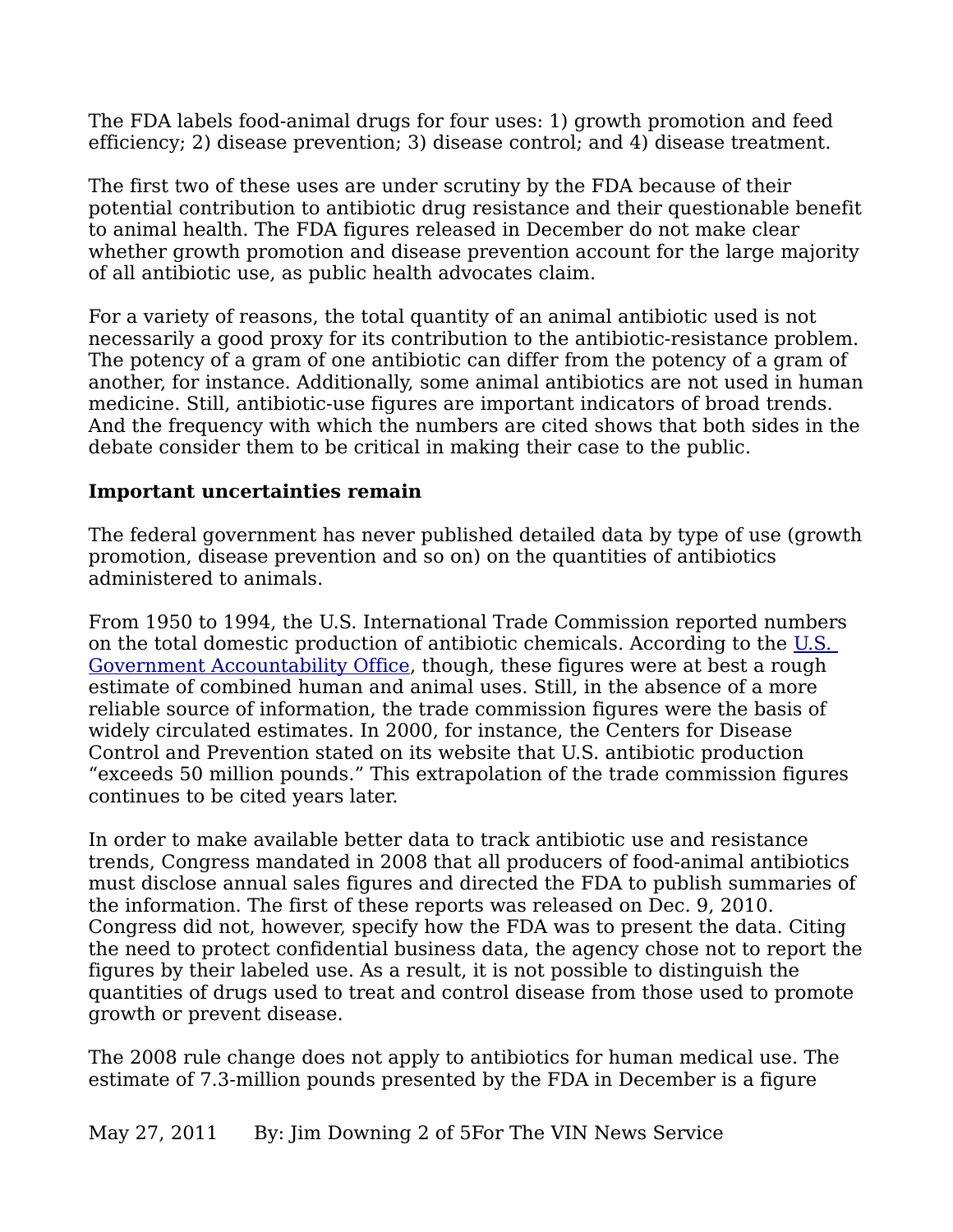The FDA labels food-animal drugs for four uses: 1) growth promotion and feed efficiency; 2) disease prevention; 3) disease control; and 4) disease treatment.

The first two of these uses are under scrutiny by the FDA because of their potential contribution to antibiotic drug resistance and their questionable benefit to animal health. The FDA figures released in December do not make clear whether growth promotion and disease prevention account for the large majority of all antibiotic use, as public health advocates claim.

For a variety of reasons, the total quantity of an animal antibiotic used is not necessarily a good proxy for its contribution to the antibiotic-resistance problem. The potency of a gram of one antibiotic can differ from the potency of a gram of another, for instance. Additionally, some animal antibiotics are not used in human medicine. Still, antibiotic-use figures are important indicators of broad trends. And the frequency with which the numbers are cited shows that both sides in the debate consider them to be critical in making their case to the public.

**Important uncertainties remain**

The federal government has never published detailed data by type of use (growth promotion, disease prevention and so on) on the quantities of antibiotics administered to animals.

From 1950 to 1994, the U.S. International Trade Commission reported numbers on the total domestic production of antibiotic chemicals. According to the U.S. Government Accountability Office, though, these figures were at best a rough estimate of combined human and animal uses. Still, in the absence of a more reliable source of information, the trade commission figures were the basis of widely circulated estimates. In 2000, for instance, the Centers for Disease Control and Prevention stated on its website that U.S. antibiotic production "exceeds 50 million pounds." This extrapolation of the trade commission figures continues to be cited years later.

In order to make available better data to track antibiotic use and resistance trends, Congress mandated in 2008 that all producers of food-animal antibiotics must disclose annual sales figures and directed the FDA to publish summaries of the information. The first of these reports was released on Dec. 9, 2010. Congress did not, however, specify how the FDA was to present the data. Citing the need to protect confidential business data, the agency chose not to report the figures by their labeled use. As a result, it is not possible to distinguish the quantities of drugs used to treat and control disease from those used to promote growth or prevent disease.

The 2008 rule change does not apply to antibiotics for human medical use. The estimate of 7.3-million pounds presented by the FDA in December is a figure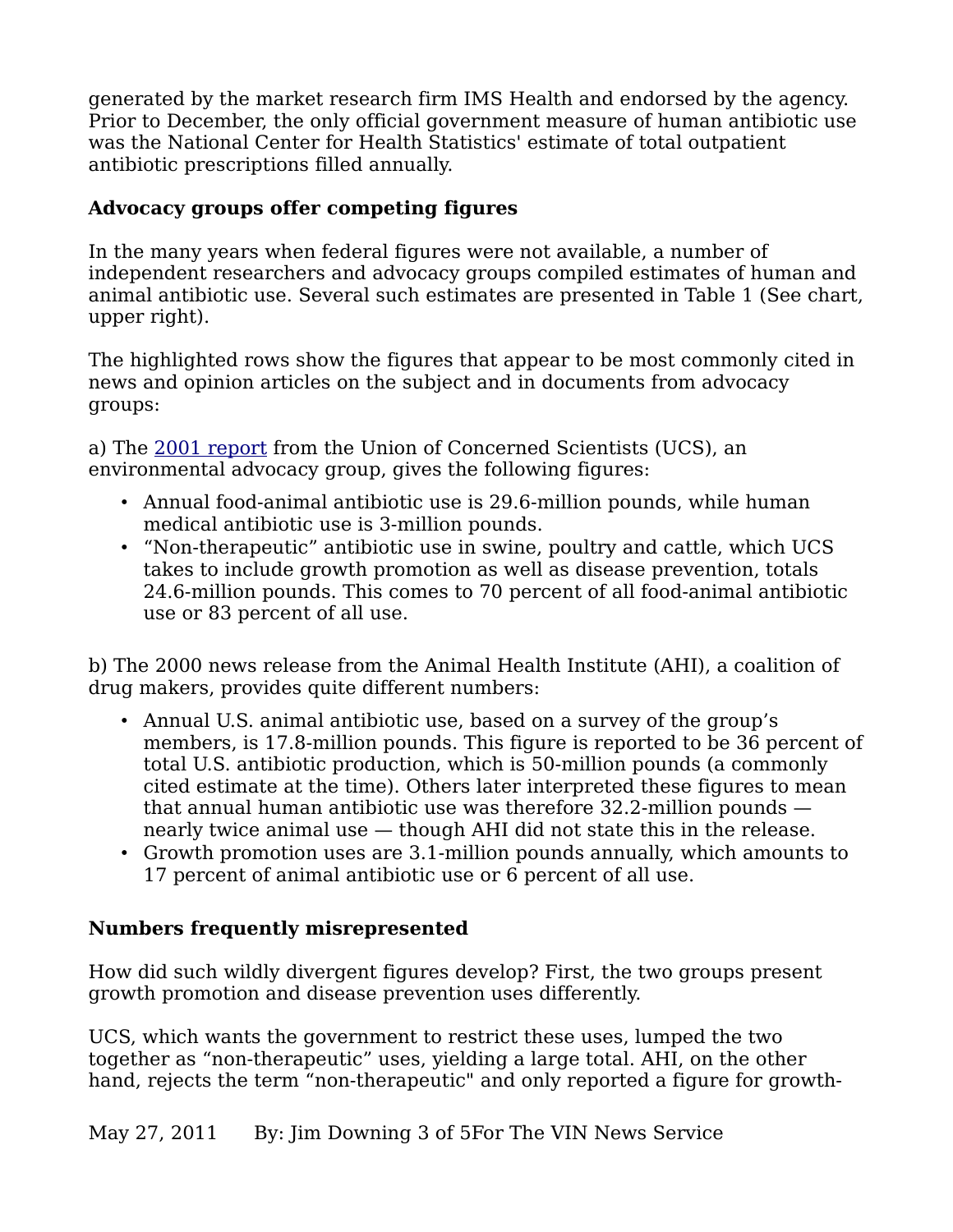generated by the market research firm IMS Health and endorsed by the agency. Prior to December, the only official government measure of human antibiotic use was the National Center for Health Statistics' estimate of total outpatient antibiotic prescriptions filled annually.

**Advocacy groups offer competing figures**

In the many years when federal figures were not available, a number of independent researchers and advocacy groups compiled estimates of human and animal antibiotic use. Several such estimates are presented in Table 1 (See chart, upper right).

The highlighted rows show the figures that appear to be most commonly cited in news and opinion articles on the subject and in documents from advocacy groups:

a) The [2001 report]() from the Union of Concerned Scientists (UCS), an environmental advocacy group, gives the following figures:

- Annual food-animal antibiotic use is 29.6-million pounds, while human medical antibiotic use is 3-million pounds.
- "Non-therapeutic" antibiotic use in swine, poultry and cattle, which UCS takes to include growth promotion as well as disease prevention, totals 24.6-million pounds. This comes to 70 percent of all food-animal antibiotic use or 83 percent of all use.

b) The 2000 news release from the Animal Health Institute (AHI), a coalition of drug makers, provides quite different numbers:

- Annual U.S. animal antibiotic use, based on a survey of the group's members, is 17.8-million pounds. This figure is reported to be 36 percent of total U.S. antibiotic production, which is 50-million pounds (a commonly cited estimate at the time). Others later interpreted these figures to mean that annual human antibiotic use was therefore 32.2-million pounds — nearly twice animal use — though AHI did not state this in the release.
- Growth promotion uses are 3.1-million pounds annually, which amounts to 17 percent of animal antibiotic use or 6 percent of all use.

**Numbers frequently misrepresented**

How did such wildly divergent figures develop? First, the two groups present growth promotion and disease prevention uses differently.

UCS, which wants the government to restrict these uses, lumped the two together as "non-therapeutic" uses, yielding a large total. AHI, on the other hand, rejects the term "non-therapeutic" and only reported a figure for growth-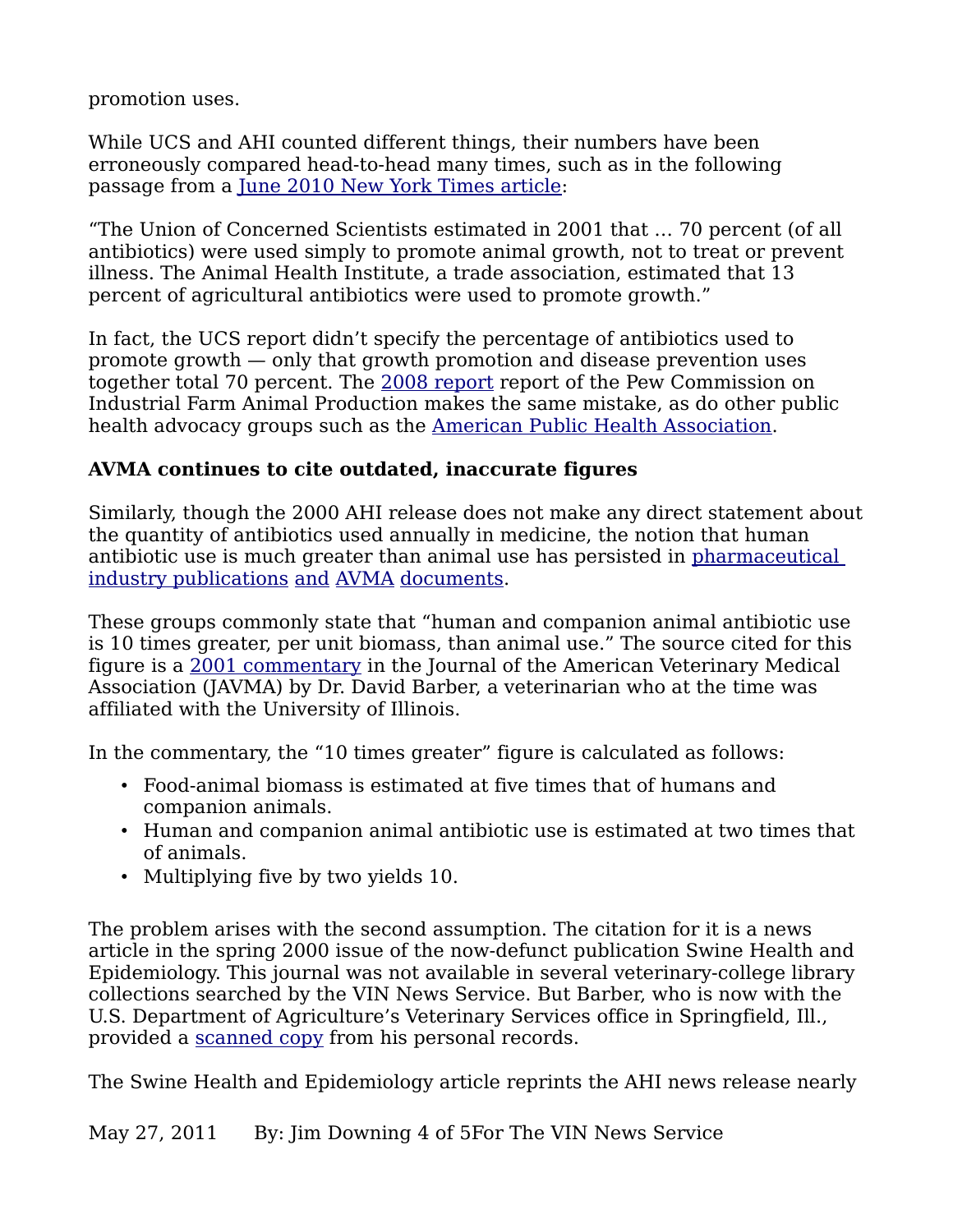promotion uses.

While UCS and AHI counted different things, their numbers have been erroneously compared head-to-head many times, such as in the following passage from a June 2010 New York Times article:

"The Union of Concerned Scientists estimated in 2001 that … 70 percent (of all antibiotics) were used simply to promote animal growth, not to treat or prevent illness. The Animal Health Institute, a trade association, estimated that 13 percent of agricultural antibiotics were used to promote growth."

In fact, the UCS report didn't specify the percentage of antibiotics used to promote growth — only that growth promotion and disease prevention uses together total 70 percent. The 2008 report report of the Pew Commission on Industrial Farm Animal Production makes the same mistake, as do other public health advocacy groups such as the American Public Health Association.

**AVMA continues to cite outdated, inaccurate figures**

Similarly, though the 2000 AHI release does not make any direct statement about the quantity of antibiotics used annually in medicine, the notion that human antibiotic use is much greater than animal use has persisted in pharmaceutical industry publications and AVMA documents.

These groups commonly state that "human and companion animal antibiotic use is 10 times greater, per unit biomass, than animal use." The source cited for this figure is a 2001 commentary in the Journal of the American Veterinary Medical Association (JAVMA) by Dr. David Barber, a veterinarian who at the time was affiliated with the University of Illinois.

In the commentary, the "10 times greater" figure is calculated as follows:

- Food-animal biomass is estimated at five times that of humans and companion animals.
- Human and companion animal antibiotic use is estimated at two times that of animals.
- Multiplying five by two yields 10.

The problem arises with the second assumption. The citation for it is a news article in the spring 2000 issue of the now-defunct publication Swine Health and Epidemiology. This journal was not available in several veterinary-college library collections searched by the VIN News Service. But Barber, who is now with the U.S. Department of Agriculture's Veterinary Services office in Springfield, Ill., provided a scanned copy from his personal records.

The Swine Health and Epidemiology article reprints the AHI news release nearly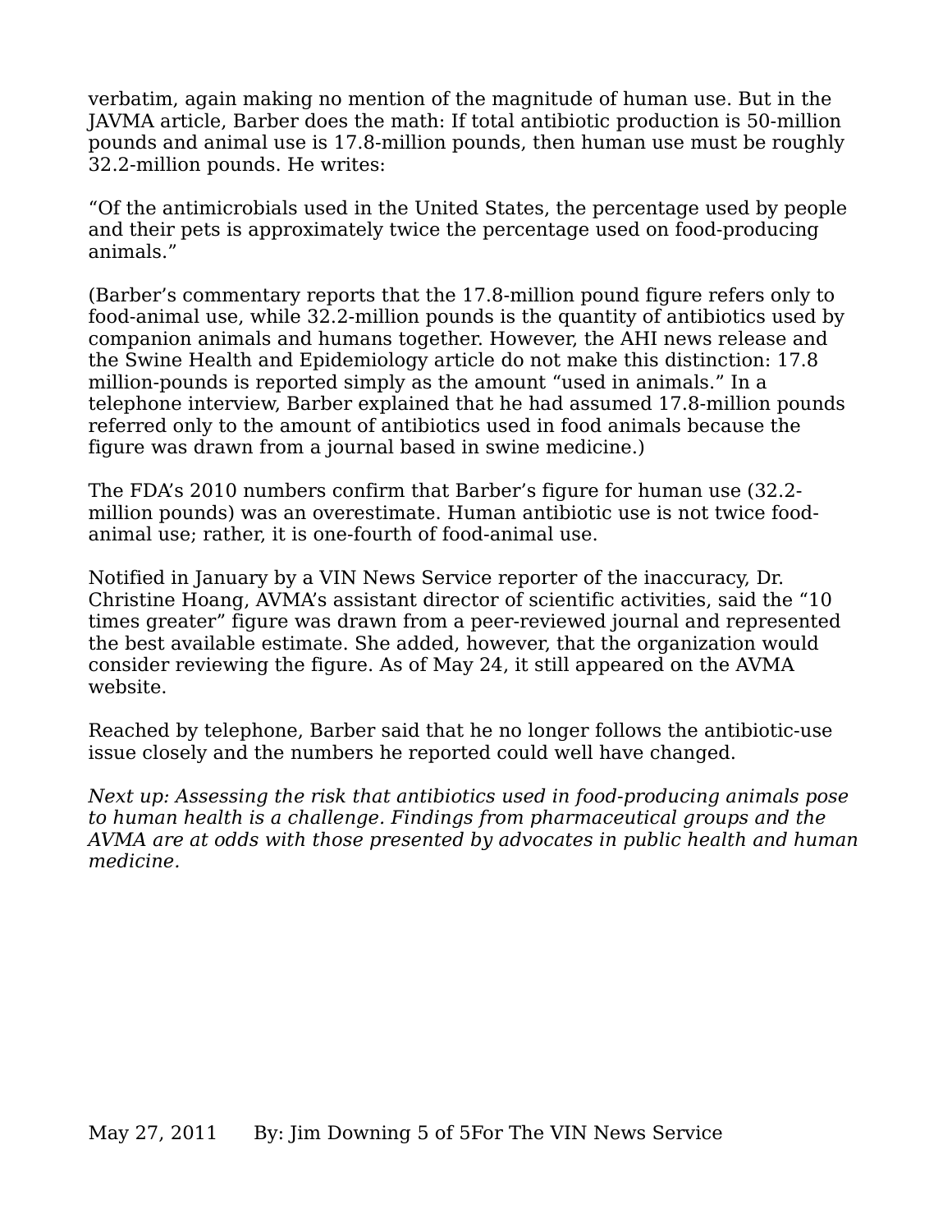verbatim, again making no mention of the magnitude of human use. But in the JAVMA article, Barber does the math: If total antibiotic production is 50-million pounds and animal use is 17.8-million pounds, then human use must be roughly 32.2-million pounds. He writes:

"Of the antimicrobials used in the United States, the percentage used by people and their pets is approximately twice the percentage used on food-producing animals."

(Barber's commentary reports that the 17.8-million pound figure refers only to food-animal use, while 32.2-million pounds is the quantity of antibiotics used by companion animals and humans together. However, the AHI news release and the Swine Health and Epidemiology article do not make this distinction: 17.8 million-pounds is reported simply as the amount "used in animals." In a telephone interview, Barber explained that he had assumed 17.8-million pounds referred only to the amount of antibiotics used in food animals because the figure was drawn from a journal based in swine medicine.)

The FDA's 2010 numbers confirm that Barber's figure for human use (32.2-million pounds) was an overestimate. Human antibiotic use is not twice food-animal use; rather, it is one-fourth of food-animal use.

Notified in January by a VIN News Service reporter of the inaccuracy, Dr. Christine Hoang, AVMA's assistant director of scientific activities, said the "10 times greater" figure was drawn from a peer-reviewed journal and represented the best available estimate. She added, however, that the organization would consider reviewing the figure. As of May 24, it still appeared on the AVMA website.

Reached by telephone, Barber said that he no longer follows the antibiotic-use issue closely and the numbers he reported could well have changed.

*Next up: Assessing the risk that antibiotics used in food-producing animals pose to human health is a challenge. Findings from pharmaceutical groups and the AVMA are at odds with those presented by advocates in public health and human medicine.*